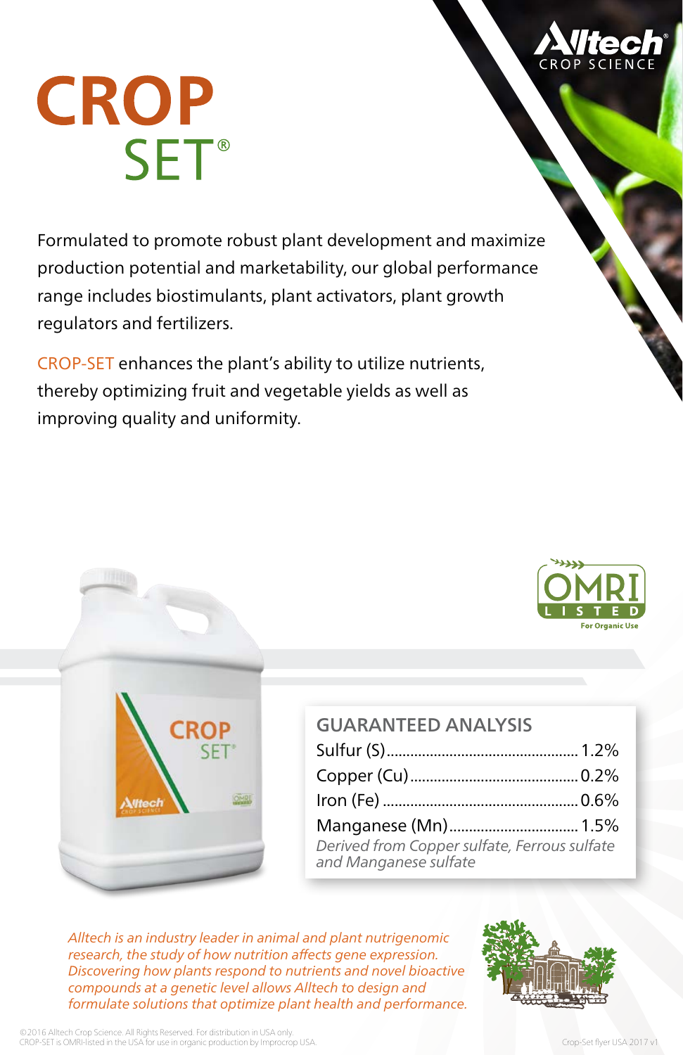# CROP SET®

Formulated to promote robust plant development and maximize production potential and marketability, our global performance range includes biostimulants, plant activators, plant growth regulators and fertilizers.

CROP-SET enhances the plant's ability to utilize nutrients, thereby optimizing fruit and vegetable yields as well as improving quality and uniformity.

## GUARANTEED ANALYSIS

| Nutrient | % |
| --- | --- |
| Sulfur (S) | 1.2% |
| Copper (Cu) | 0.2% |
| Iron (Fe) | 0.6% |
| Manganese (Mn) | 1.5% |

*Derived from Copper sulfate, Ferrous sulfate and Manganese sulfate*

*Alltech is an industry leader in animal and plant nutrigenomic research, the study of how nutrition affects gene expression. Discovering how plants respond to nutrients and novel bioactive compounds at a genetic level allows Alltech to design and formulate solutions that optimize plant health and performance.*

©2016 Alltech Crop Science. All Rights Reserved. For distribution in USA only.
CROP-SET is OMRI-listed in the USA for use in organic production by Improcrop USA.

Crop-Set flyer USA 2017 v1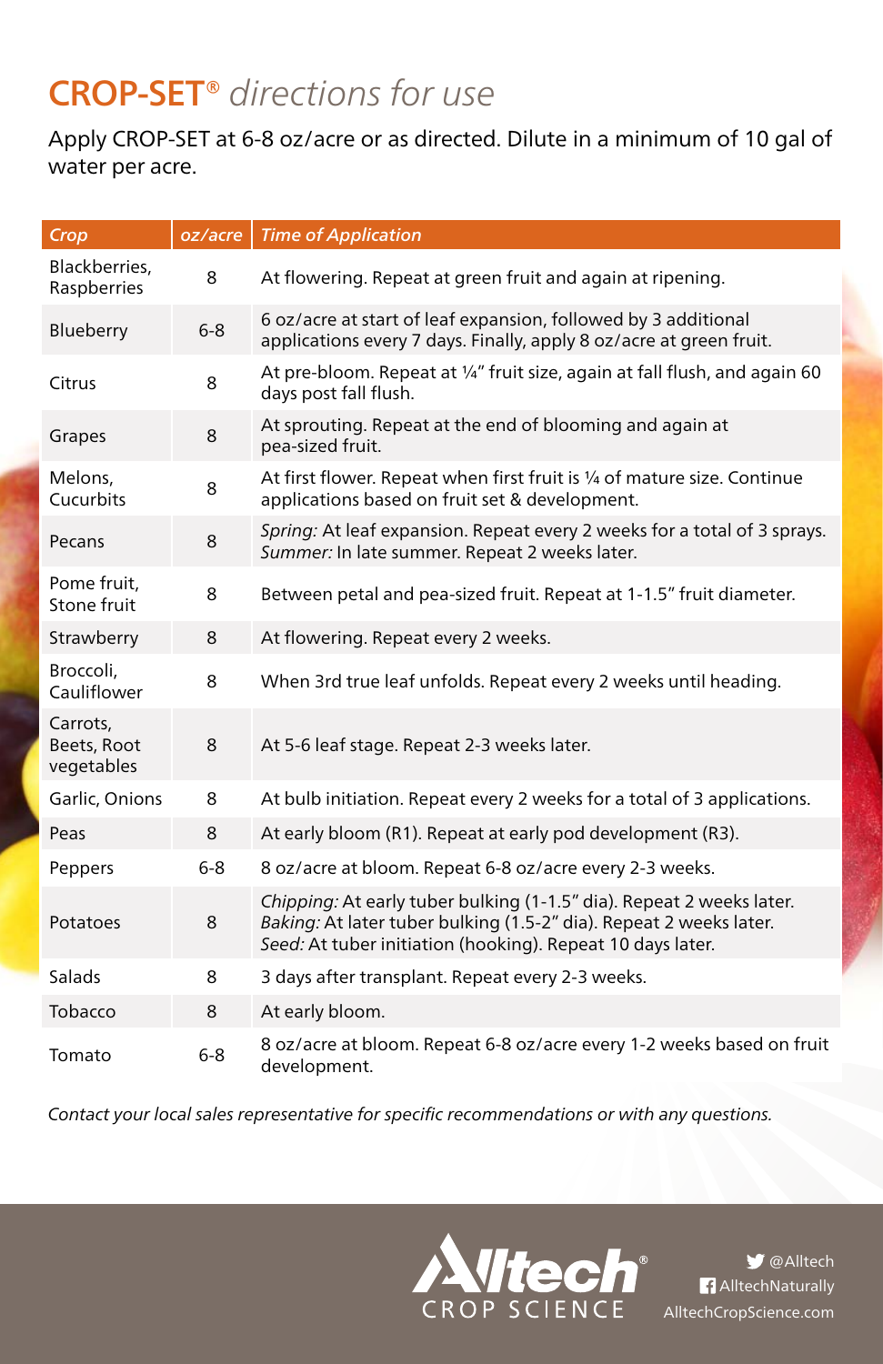# CROP-SET® *directions for use*

Apply CROP-SET at 6-8 oz/acre or as directed. Dilute in a minimum of 10 gal of water per acre.

| *Crop* | *oz/acre* | *Time of Application* |
|---|---|---|
| Blackberries, Raspberries | 8 | At flowering. Repeat at green fruit and again at ripening. |
| Blueberry | 6-8 | 6 oz/acre at start of leaf expansion, followed by 3 additional applications every 7 days. Finally, apply 8 oz/acre at green fruit. |
| Citrus | 8 | At pre-bloom. Repeat at ¼" fruit size, again at fall flush, and again 60 days post fall flush. |
| Grapes | 8 | At sprouting. Repeat at the end of blooming and again at pea-sized fruit. |
| Melons, Cucurbits | 8 | At first flower. Repeat when first fruit is ¼ of mature size. Continue applications based on fruit set & development. |
| Pecans | 8 | *Spring:* At leaf expansion. Repeat every 2 weeks for a total of 3 sprays. *Summer:* In late summer. Repeat 2 weeks later. |
| Pome fruit, Stone fruit | 8 | Between petal and pea-sized fruit. Repeat at 1-1.5" fruit diameter. |
| Strawberry | 8 | At flowering. Repeat every 2 weeks. |
| Broccoli, Cauliflower | 8 | When 3rd true leaf unfolds. Repeat every 2 weeks until heading. |
| Carrots, Beets, Root vegetables | 8 | At 5-6 leaf stage. Repeat 2-3 weeks later. |
| Garlic, Onions | 8 | At bulb initiation. Repeat every 2 weeks for a total of 3 applications. |
| Peas | 8 | At early bloom (R1). Repeat at early pod development (R3). |
| Peppers | 6-8 | 8 oz/acre at bloom. Repeat 6-8 oz/acre every 2-3 weeks. |
| Potatoes | 8 | *Chipping:* At early tuber bulking (1-1.5" dia). Repeat 2 weeks later. *Baking:* At later tuber bulking (1.5-2" dia). Repeat 2 weeks later. *Seed:* At tuber initiation (hooking). Repeat 10 days later. |
| Salads | 8 | 3 days after transplant. Repeat every 2-3 weeks. |
| Tobacco | 8 | At early bloom. |
| Tomato | 6-8 | 8 oz/acre at bloom. Repeat 6-8 oz/acre every 1-2 weeks based on fruit development. |

*Contact your local sales representative for specific recommendations or with any questions.*

Alltech® CROP SCIENCE

@Alltech
AlltechNaturally
AlltechCropScience.com